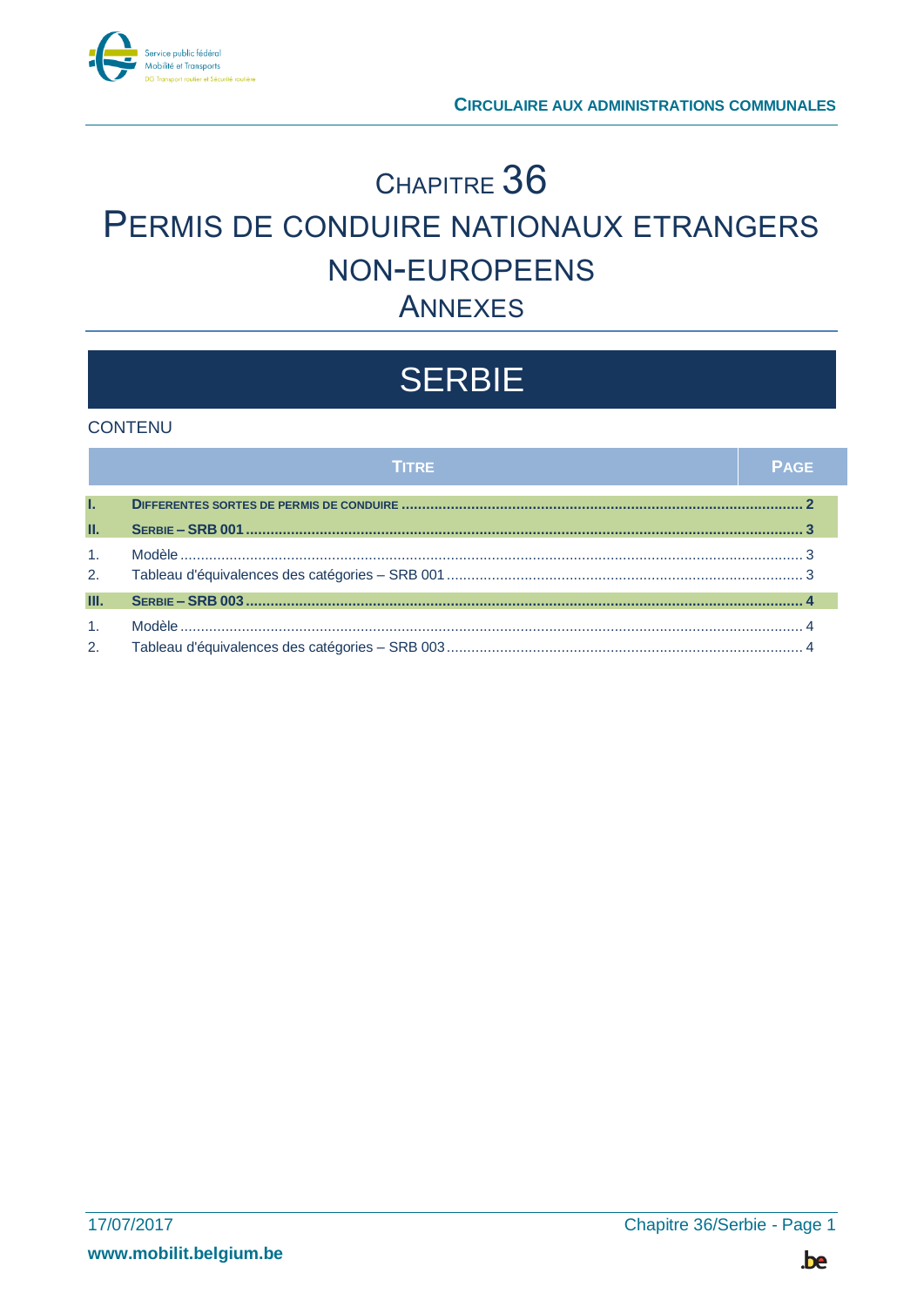CIRCULAIRE AUX ADMINISTRATIONS COMMUNALES

# CHAPITRE 36
# PERMIS DE CONDUIRE NATIONAUX ETRANGERS NON-EUROPEENS
# ANNEXES

# SERBIE

## CONTENU

| | TITRE | PAGE |
|---|---|---|
| **I.** | **DIFFERENTES SORTES DE PERMIS DE CONDUIRE** | **2** |
| **II.** | **SERBIE – SRB 001** | **3** |
| 1. | Modèle | 3 |
| 2. | Tableau d'équivalences des catégories – SRB 001 | 3 |
| **III.** | **SERBIE – SRB 003** | **4** |
| 1. | Modèle | 4 |
| 2. | Tableau d'équivalences des catégories – SRB 003 | 4 |

17/07/2017

www.mobilit.belgium.be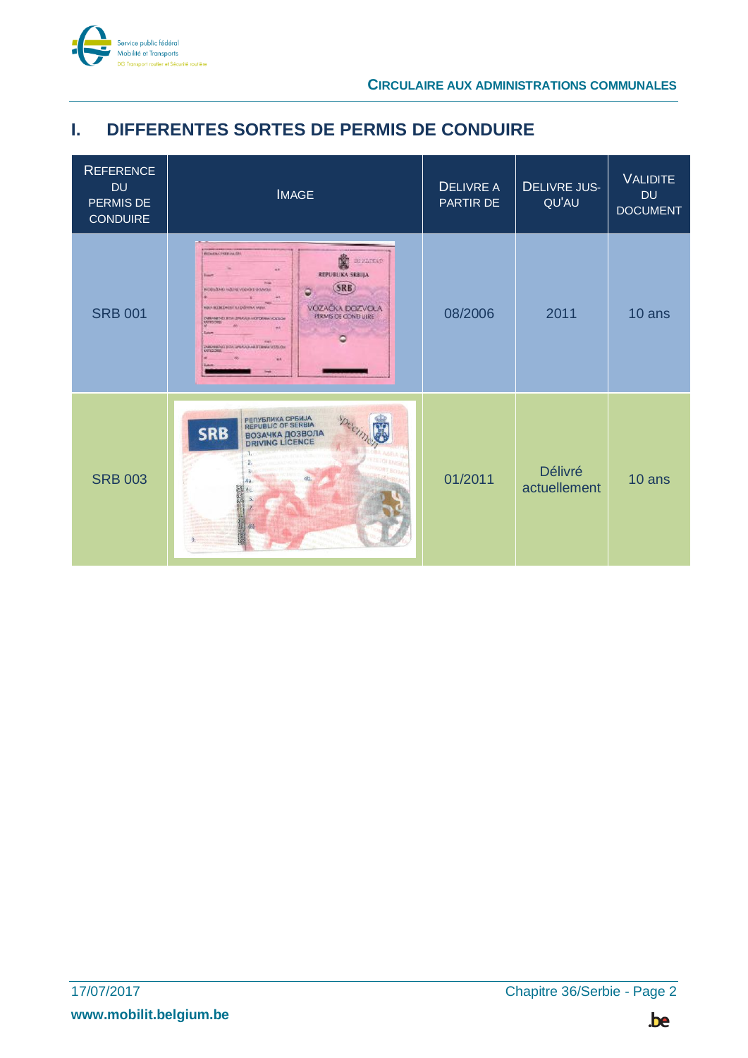# I. DIFFERENTES SORTES DE PERMIS DE CONDUIRE

| REFERENCE DU PERMIS DE CONDUIRE | IMAGE | DELIVRE A PARTIR DE | DELIVRE JUSQU'AU | VALIDITE DU DOCUMENT |
|---|---|---|---|---|
| SRB 001 | | 08/2006 | 2011 | 10 ans |
| SRB 003 | | 01/2011 | Délivré actuellement | 10 ans |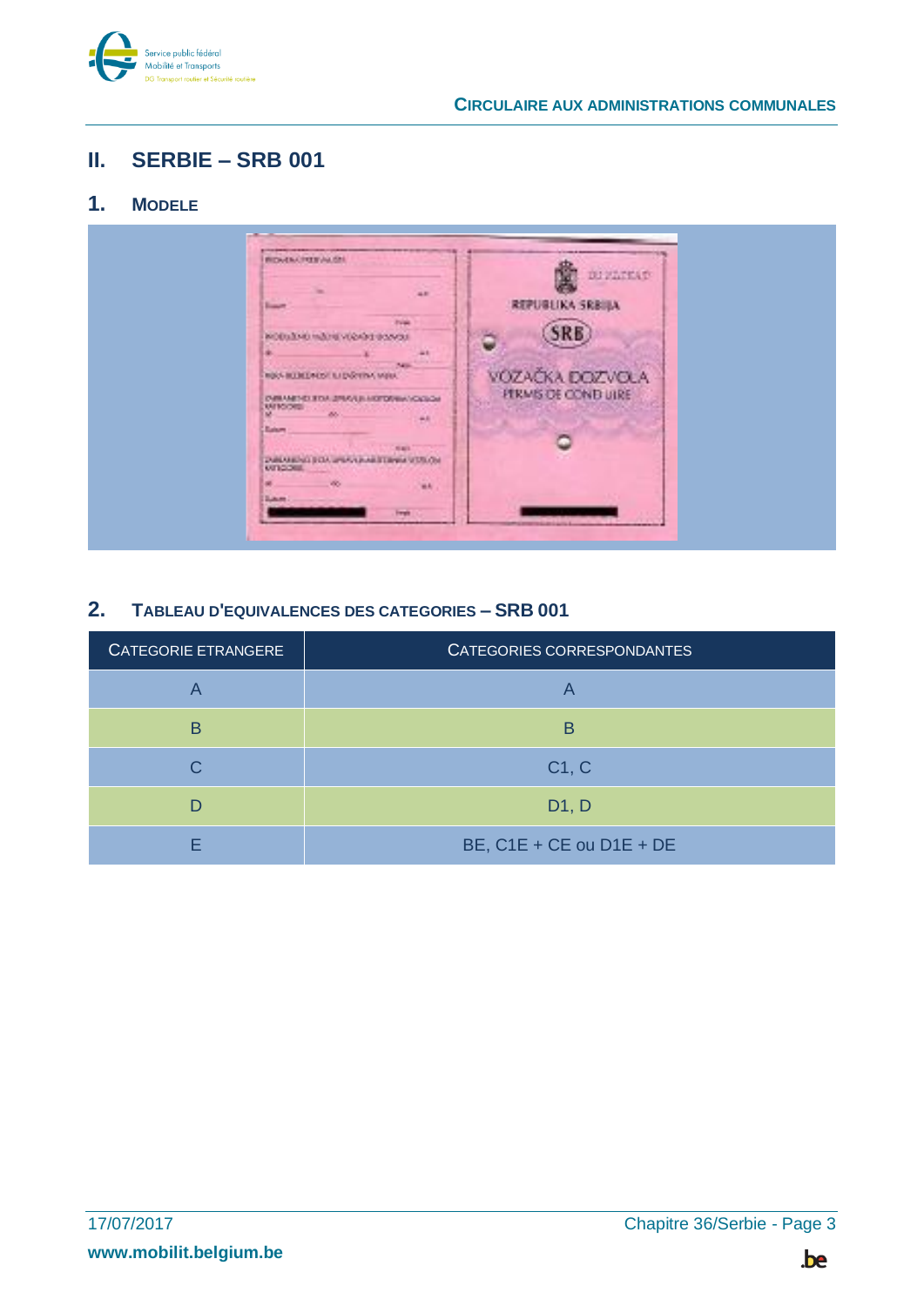## II. SERBIE – SRB 001

### 1. Modele

### 2. Tableau d'equivalences des categories – SRB 001

| Categorie etrangere | Categories correspondantes |
|---|---|
| A | A |
| B | B |
| C | C1, C |
| D | D1, D |
| E | BE, C1E + CE ou D1E + DE |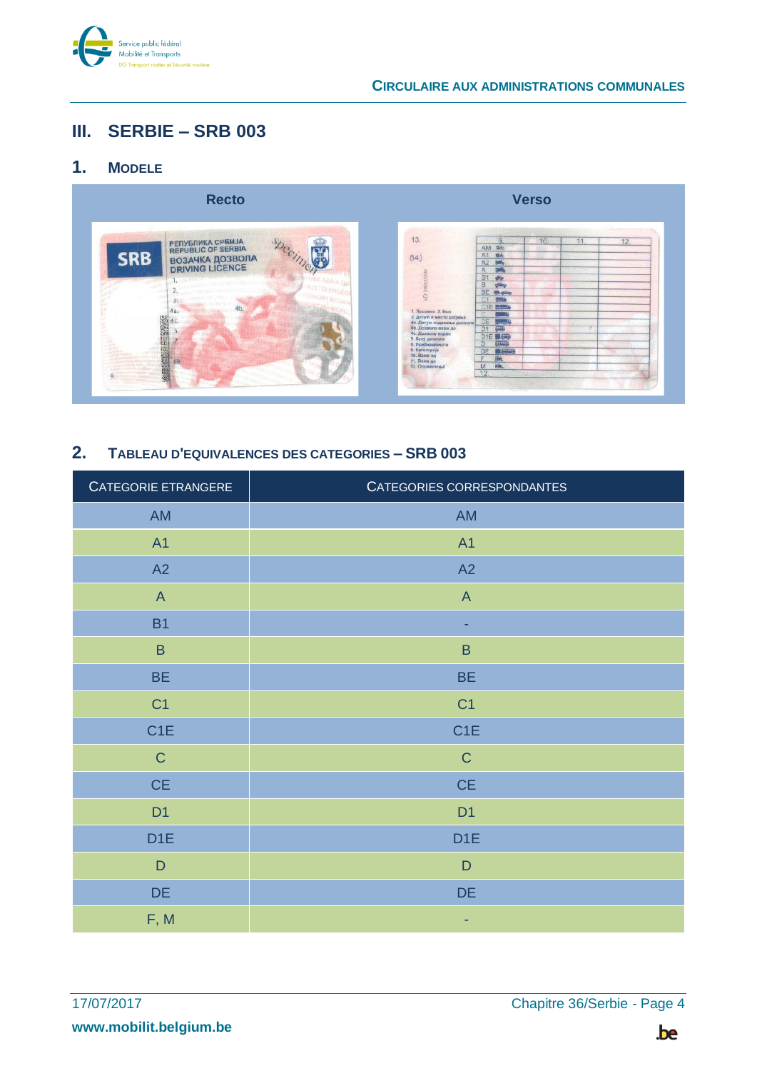## III. SERBIE – SRB 003

### 1. MODELE

| Recto | Verso |
|---|---|
| | |

### 2. TABLEAU D'EQUIVALENCES DES CATEGORIES – SRB 003

| CATEGORIE ETRANGERE | CATEGORIES CORRESPONDANTES |
|---|---|
| AM | AM |
| A1 | A1 |
| A2 | A2 |
| A | A |
| B1 | - |
| B | B |
| BE | BE |
| C1 | C1 |
| C1E | C1E |
| C | C |
| CE | CE |
| D1 | D1 |
| D1E | D1E |
| D | D |
| DE | DE |
| F, M | - |